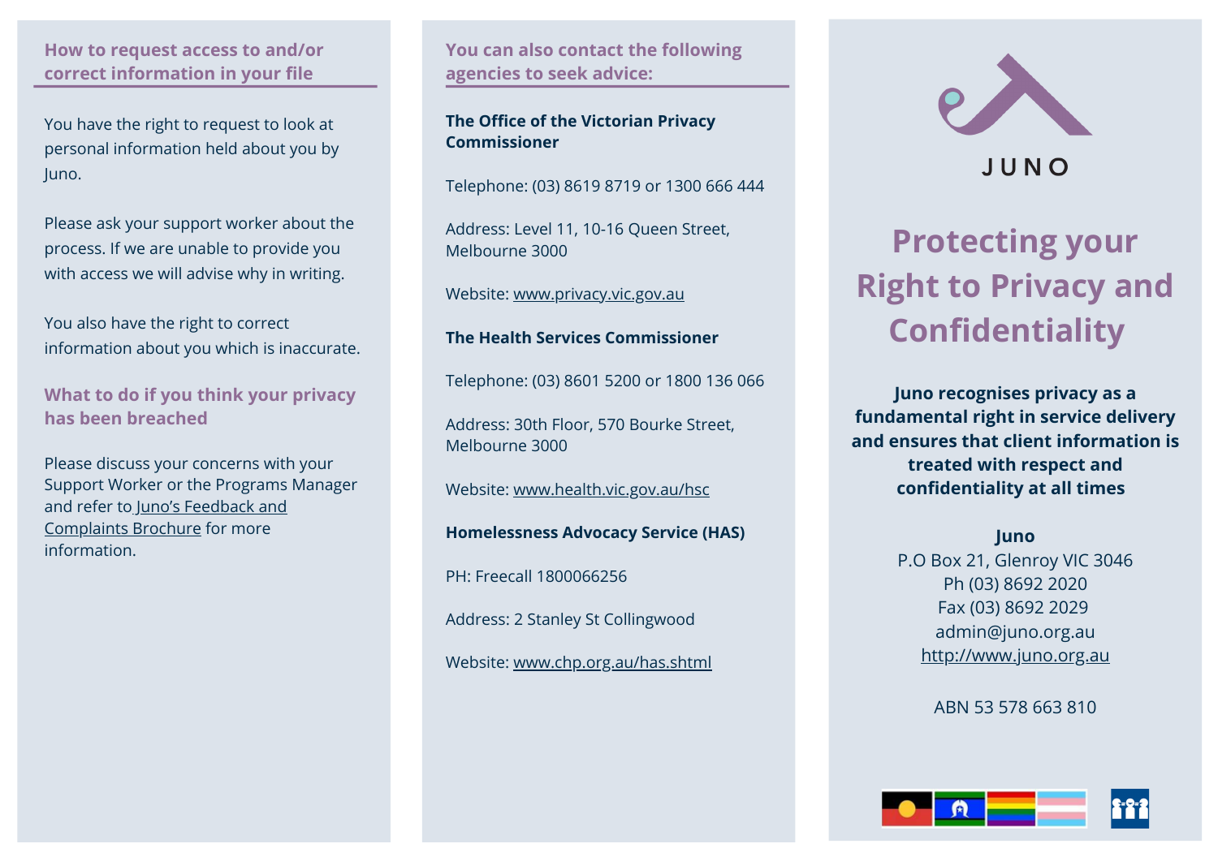## How to request access to and/or correct information in your file

You have the right to request to look at personal information held about you by Juno.

Please ask your support worker about the process. If we are unable to provide you with access we will advise why in writing.

You also have the right to correct information about you which is inaccurate.

## What to do if you think your privacy has been breached

Please discuss your concerns with your Support Worker or the Programs Manager and refer to Juno's Feedback and Complaints Brochure for more information.

## You can also contact the following agencies to seek advice:

**The Office of the Victorian Privacy Commissioner**

Telephone: (03) 8619 8719 or 1300 666 444

Address: Level 11, 10-16 Queen Street, Melbourne 3000

Website: www.privacy.vic.gov.au

**The Health Services Commissioner**

Telephone: (03) 8601 5200 or 1800 136 066

Address: 30th Floor, 570 Bourke Street, Melbourne 3000

Website: www.health.vic.gov.au/hsc

**Homelessness Advocacy Service (HAS)**

PH: Freecall 1800066256

Address: 2 Stanley St Collingwood

Website: www.chp.org.au/has.shtml

JUNO

# Protecting your Right to Privacy and Confidentiality

**Juno recognises privacy as a fundamental right in service delivery and ensures that client information is treated with respect and confidentiality at all times**

**Juno**
P.O Box 21, Glenroy VIC 3046
Ph (03) 8692 2020
Fax (03) 8692 2029
admin@juno.org.au
http://www.juno.org.au

ABN 53 578 663 810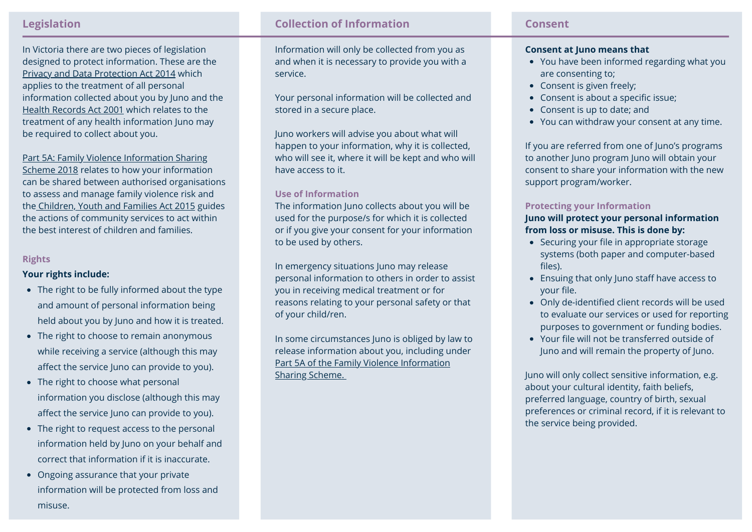## Legislation

In Victoria there are two pieces of legislation designed to protect information. These are the Privacy and Data Protection Act 2014 which applies to the treatment of all personal information collected about you by Juno and the Health Records Act 2001 which relates to the treatment of any health information Juno may be required to collect about you.

Part 5A: Family Violence Information Sharing Scheme 2018 relates to how your information can be shared between authorised organisations to assess and manage family violence risk and the Children, Youth and Families Act 2015 guides the actions of community services to act within the best interest of children and families.

### Rights

**Your rights include:**

- The right to be fully informed about the type and amount of personal information being held about you by Juno and how it is treated.
- The right to choose to remain anonymous while receiving a service (although this may affect the service Juno can provide to you).
- The right to choose what personal information you disclose (although this may affect the service Juno can provide to you).
- The right to request access to the personal information held by Juno on your behalf and correct that information if it is inaccurate.
- Ongoing assurance that your private information will be protected from loss and misuse.

## Collection of Information

Information will only be collected from you as and when it is necessary to provide you with a service.

Your personal information will be collected and stored in a secure place.

Juno workers will advise you about what will happen to your information, why it is collected, who will see it, where it will be kept and who will have access to it.

### Use of Information

The information Juno collects about you will be used for the purpose/s for which it is collected or if you give your consent for your information to be used by others.

In emergency situations Juno may release personal information to others in order to assist you in receiving medical treatment or for reasons relating to your personal safety or that of your child/ren.

In some circumstances Juno is obliged by law to release information about you, including under Part 5A of the Family Violence Information Sharing Scheme.

## Consent

**Consent at Juno means that**

- You have been informed regarding what you are consenting to;
- Consent is given freely;
- Consent is about a specific issue;
- Consent is up to date; and
- You can withdraw your consent at any time.

If you are referred from one of Juno's programs to another Juno program Juno will obtain your consent to share your information with the new support program/worker.

### Protecting your Information

**Juno will protect your personal information from loss or misuse. This is done by:**

- Securing your file in appropriate storage systems (both paper and computer-based files).
- Ensuing that only Juno staff have access to your file.
- Only de-identified client records will be used to evaluate our services or used for reporting purposes to government or funding bodies.
- Your file will not be transferred outside of Juno and will remain the property of Juno.

Juno will only collect sensitive information, e.g. about your cultural identity, faith beliefs, preferred language, country of birth, sexual preferences or criminal record, if it is relevant to the service being provided.